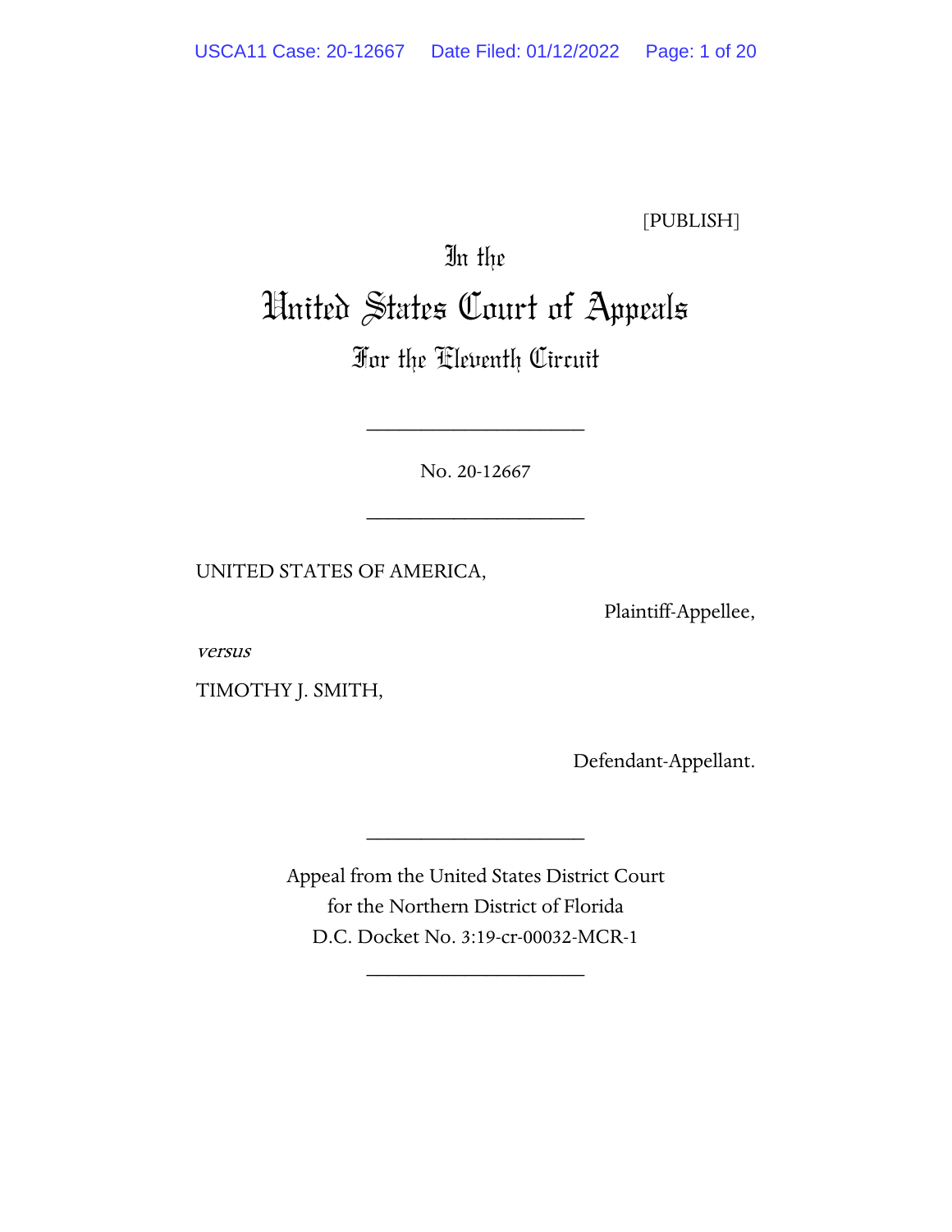[PUBLISH]

# In the
# United States Court of Appeals
## For the Eleventh Circuit

____________________

No. 20-12667

____________________

UNITED STATES OF AMERICA,

Plaintiff-Appellee,

*versus*

TIMOTHY J. SMITH,

Defendant-Appellant.

____________________

Appeal from the United States District Court
for the Northern District of Florida
D.C. Docket No. 3:19-cr-00032-MCR-1

____________________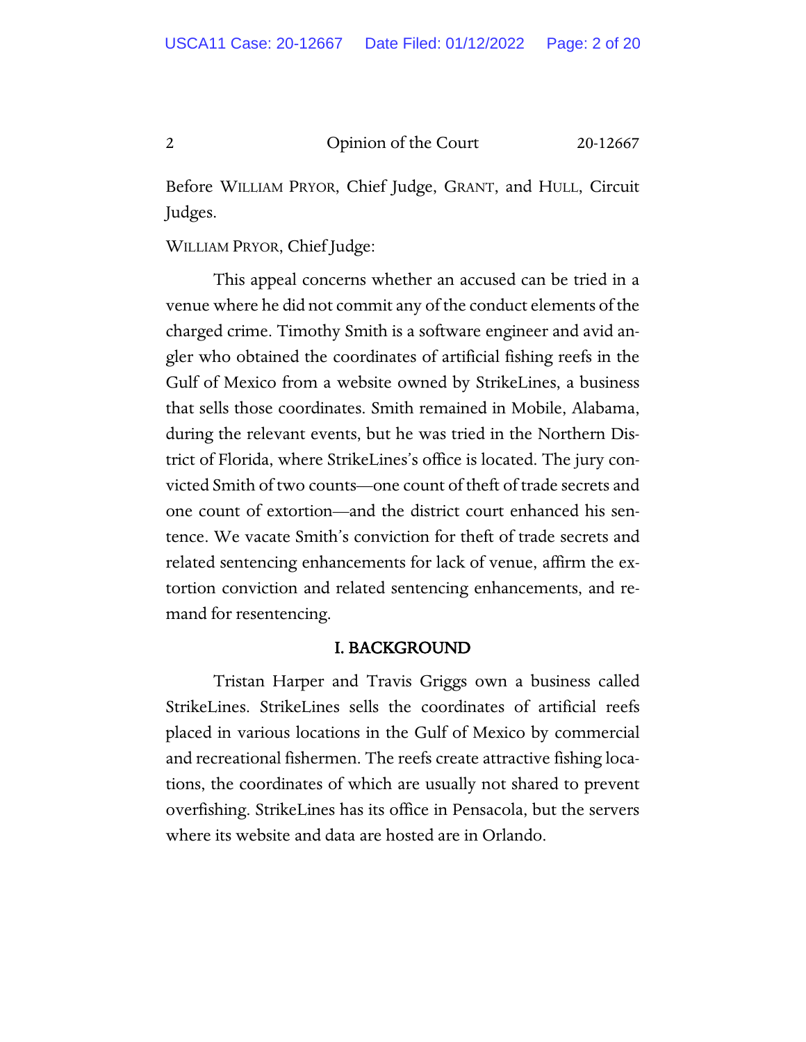Before WILLIAM PRYOR, Chief Judge, GRANT, and HULL, Circuit Judges.

WILLIAM PRYOR, Chief Judge:

This appeal concerns whether an accused can be tried in a venue where he did not commit any of the conduct elements of the charged crime. Timothy Smith is a software engineer and avid angler who obtained the coordinates of artificial fishing reefs in the Gulf of Mexico from a website owned by StrikeLines, a business that sells those coordinates. Smith remained in Mobile, Alabama, during the relevant events, but he was tried in the Northern District of Florida, where StrikeLines's office is located. The jury convicted Smith of two counts—one count of theft of trade secrets and one count of extortion—and the district court enhanced his sentence. We vacate Smith's conviction for theft of trade secrets and related sentencing enhancements for lack of venue, affirm the extortion conviction and related sentencing enhancements, and remand for resentencing.

## I. BACKGROUND

Tristan Harper and Travis Griggs own a business called StrikeLines. StrikeLines sells the coordinates of artificial reefs placed in various locations in the Gulf of Mexico by commercial and recreational fishermen. The reefs create attractive fishing locations, the coordinates of which are usually not shared to prevent overfishing. StrikeLines has its office in Pensacola, but the servers where its website and data are hosted are in Orlando.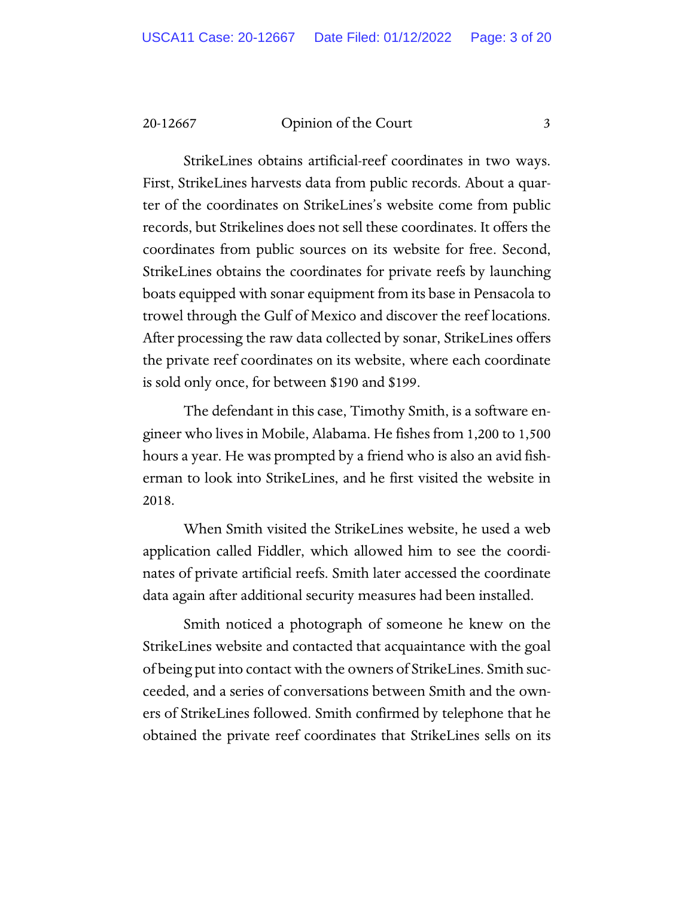StrikeLines obtains artificial-reef coordinates in two ways. First, StrikeLines harvests data from public records. About a quarter of the coordinates on StrikeLines's website come from public records, but Strikelines does not sell these coordinates. It offers the coordinates from public sources on its website for free. Second, StrikeLines obtains the coordinates for private reefs by launching boats equipped with sonar equipment from its base in Pensacola to trowel through the Gulf of Mexico and discover the reef locations. After processing the raw data collected by sonar, StrikeLines offers the private reef coordinates on its website, where each coordinate is sold only once, for between $190 and $199.

The defendant in this case, Timothy Smith, is a software engineer who lives in Mobile, Alabama. He fishes from 1,200 to 1,500 hours a year. He was prompted by a friend who is also an avid fisherman to look into StrikeLines, and he first visited the website in 2018.

When Smith visited the StrikeLines website, he used a web application called Fiddler, which allowed him to see the coordinates of private artificial reefs. Smith later accessed the coordinate data again after additional security measures had been installed.

Smith noticed a photograph of someone he knew on the StrikeLines website and contacted that acquaintance with the goal of being put into contact with the owners of StrikeLines. Smith succeeded, and a series of conversations between Smith and the owners of StrikeLines followed. Smith confirmed by telephone that he obtained the private reef coordinates that StrikeLines sells on its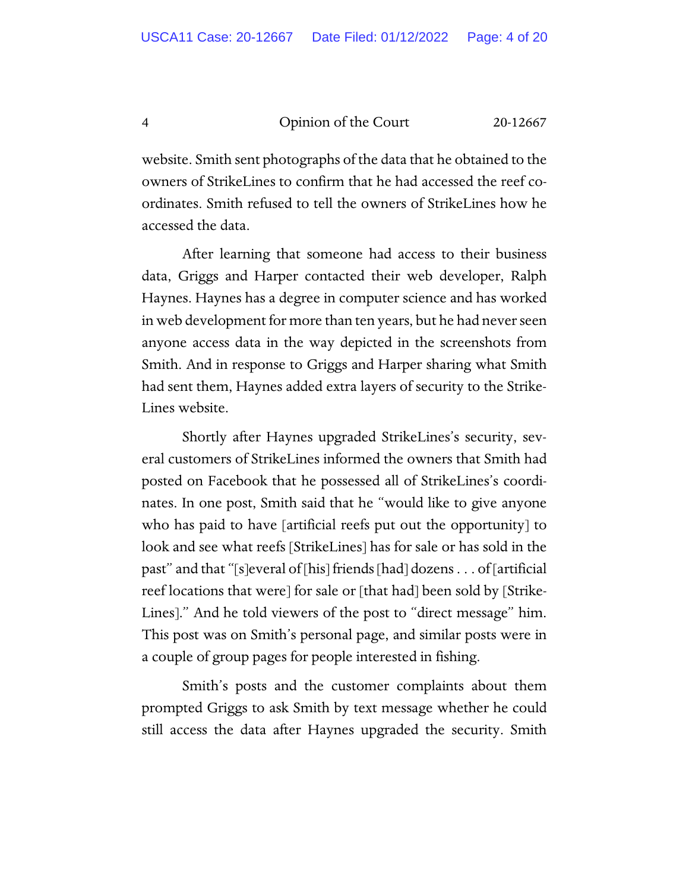website. Smith sent photographs of the data that he obtained to the owners of StrikeLines to confirm that he had accessed the reef coordinates. Smith refused to tell the owners of StrikeLines how he accessed the data.

After learning that someone had access to their business data, Griggs and Harper contacted their web developer, Ralph Haynes. Haynes has a degree in computer science and has worked in web development for more than ten years, but he had never seen anyone access data in the way depicted in the screenshots from Smith. And in response to Griggs and Harper sharing what Smith had sent them, Haynes added extra layers of security to the StrikeLines website.

Shortly after Haynes upgraded StrikeLines's security, several customers of StrikeLines informed the owners that Smith had posted on Facebook that he possessed all of StrikeLines's coordinates. In one post, Smith said that he "would like to give anyone who has paid to have [artificial reefs put out the opportunity] to look and see what reefs [StrikeLines] has for sale or has sold in the past" and that "[s]everal of [his] friends [had] dozens . . . of [artificial reef locations that were] for sale or [that had] been sold by [StrikeLines]." And he told viewers of the post to "direct message" him. This post was on Smith's personal page, and similar posts were in a couple of group pages for people interested in fishing.

Smith's posts and the customer complaints about them prompted Griggs to ask Smith by text message whether he could still access the data after Haynes upgraded the security. Smith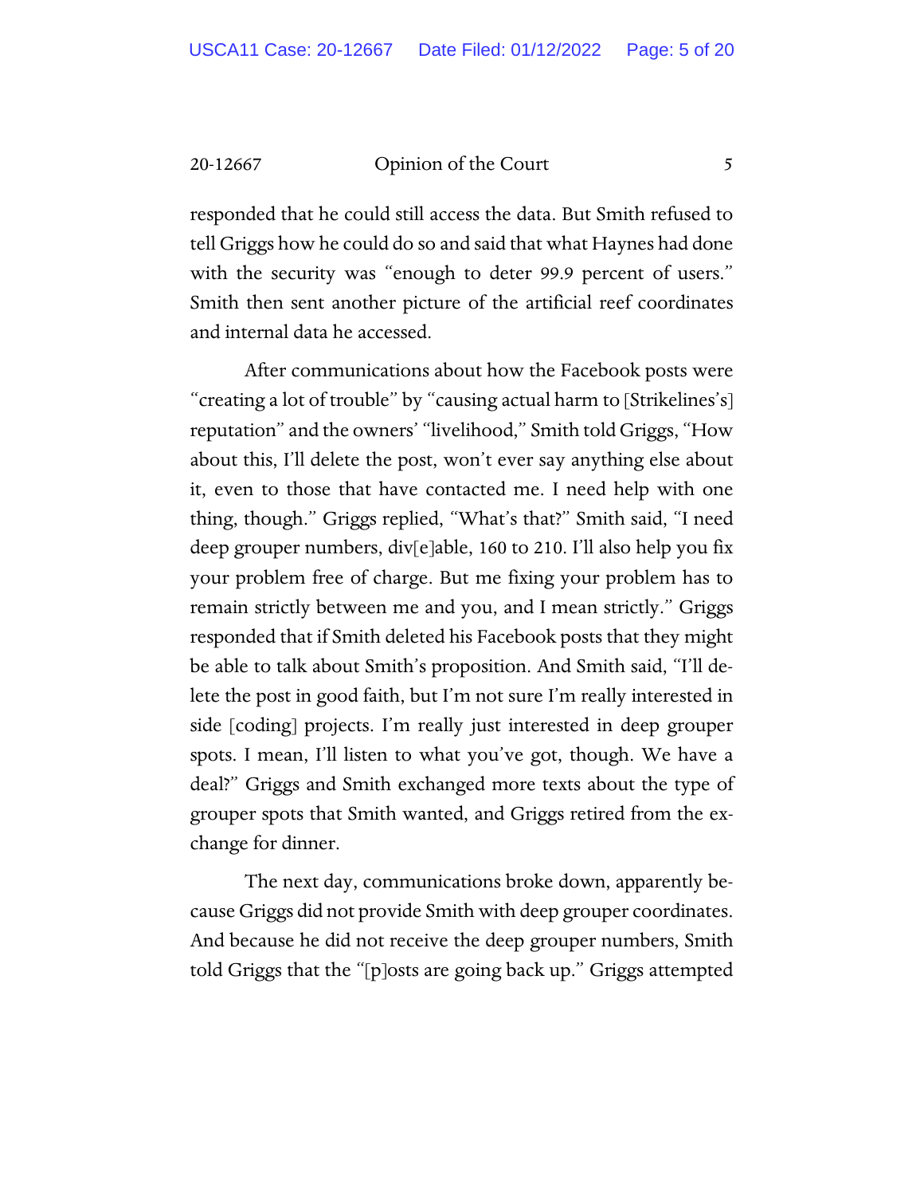responded that he could still access the data. But Smith refused to tell Griggs how he could do so and said that what Haynes had done with the security was "enough to deter 99.9 percent of users." Smith then sent another picture of the artificial reef coordinates and internal data he accessed.

After communications about how the Facebook posts were "creating a lot of trouble" by "causing actual harm to [Strikelines's] reputation" and the owners' "livelihood," Smith told Griggs, "How about this, I'll delete the post, won't ever say anything else about it, even to those that have contacted me. I need help with one thing, though." Griggs replied, "What's that?" Smith said, "I need deep grouper numbers, div[e]able, 160 to 210. I'll also help you fix your problem free of charge. But me fixing your problem has to remain strictly between me and you, and I mean strictly." Griggs responded that if Smith deleted his Facebook posts that they might be able to talk about Smith's proposition. And Smith said, "I'll delete the post in good faith, but I'm not sure I'm really interested in side [coding] projects. I'm really just interested in deep grouper spots. I mean, I'll listen to what you've got, though. We have a deal?" Griggs and Smith exchanged more texts about the type of grouper spots that Smith wanted, and Griggs retired from the exchange for dinner.

The next day, communications broke down, apparently because Griggs did not provide Smith with deep grouper coordinates. And because he did not receive the deep grouper numbers, Smith told Griggs that the "[p]osts are going back up." Griggs attempted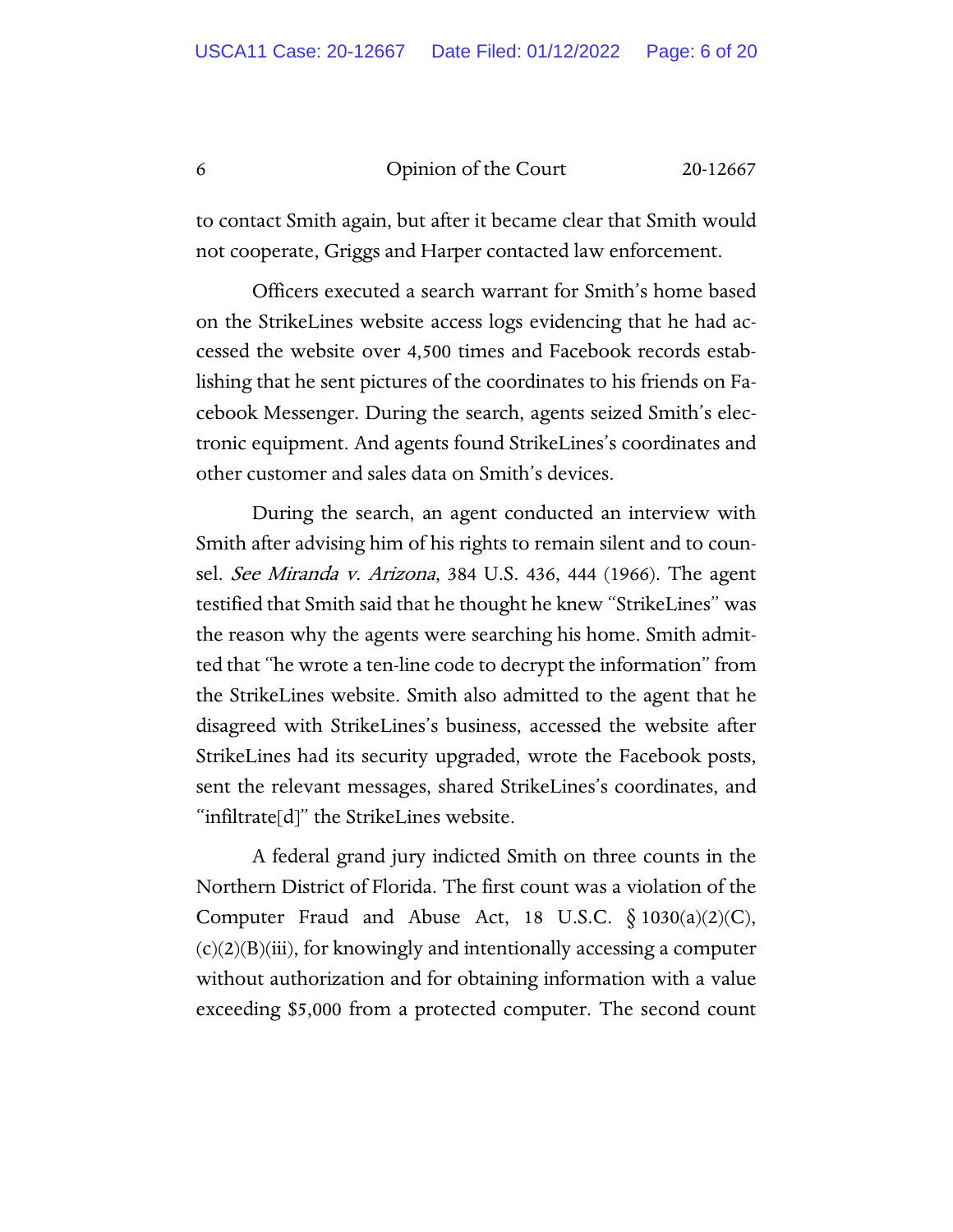to contact Smith again, but after it became clear that Smith would not cooperate, Griggs and Harper contacted law enforcement.

Officers executed a search warrant for Smith's home based on the StrikeLines website access logs evidencing that he had accessed the website over 4,500 times and Facebook records establishing that he sent pictures of the coordinates to his friends on Facebook Messenger. During the search, agents seized Smith's electronic equipment. And agents found StrikeLines's coordinates and other customer and sales data on Smith's devices.

During the search, an agent conducted an interview with Smith after advising him of his rights to remain silent and to counsel. *See Miranda v. Arizona*, 384 U.S. 436, 444 (1966). The agent testified that Smith said that he thought he knew "StrikeLines" was the reason why the agents were searching his home. Smith admitted that "he wrote a ten-line code to decrypt the information" from the StrikeLines website. Smith also admitted to the agent that he disagreed with StrikeLines's business, accessed the website after StrikeLines had its security upgraded, wrote the Facebook posts, sent the relevant messages, shared StrikeLines's coordinates, and "infiltrate[d]" the StrikeLines website.

A federal grand jury indicted Smith on three counts in the Northern District of Florida. The first count was a violation of the Computer Fraud and Abuse Act, 18 U.S.C. § 1030(a)(2)(C), (c)(2)(B)(iii), for knowingly and intentionally accessing a computer without authorization and for obtaining information with a value exceeding $5,000 from a protected computer. The second count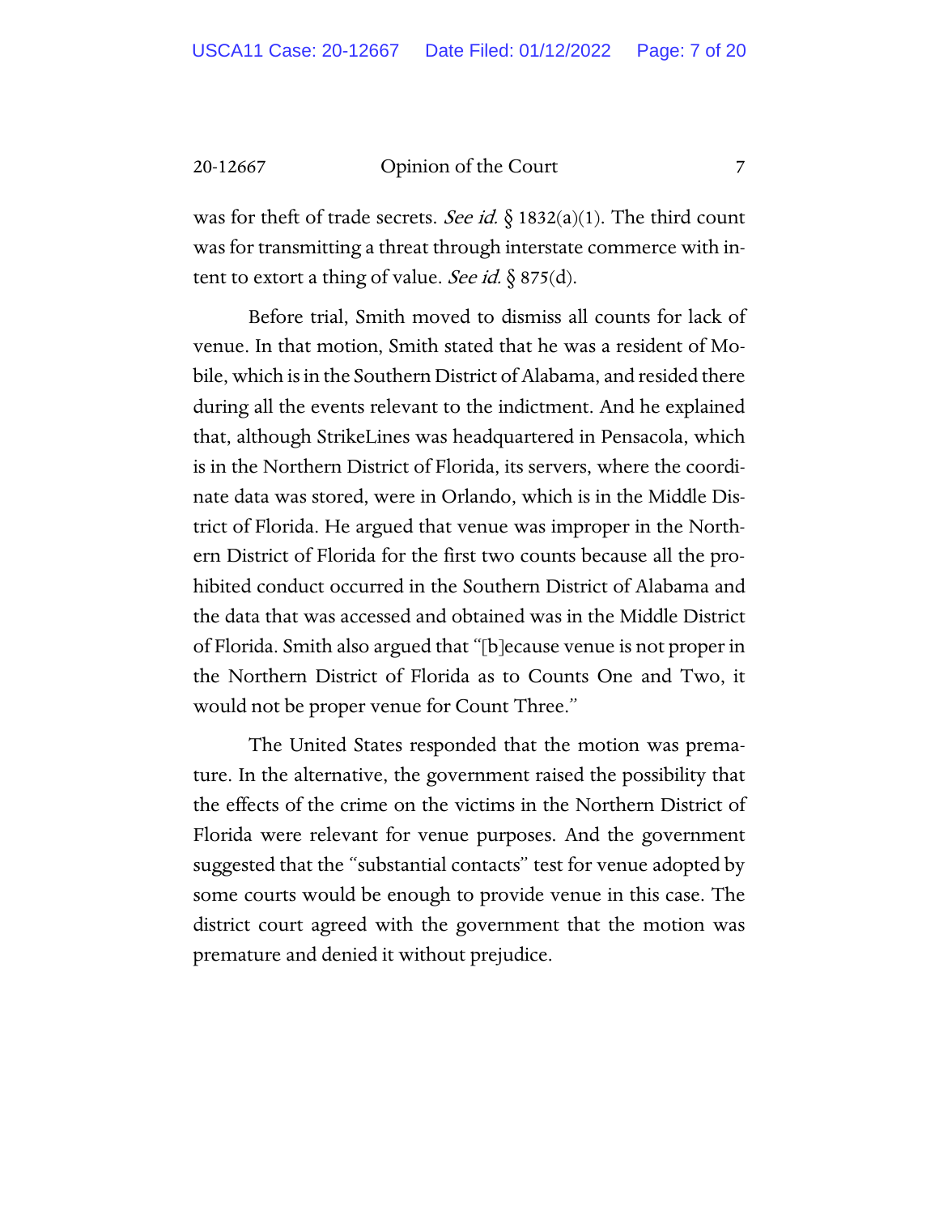was for theft of trade secrets. *See id.* § 1832(a)(1). The third count was for transmitting a threat through interstate commerce with intent to extort a thing of value. *See id.* § 875(d).

Before trial, Smith moved to dismiss all counts for lack of venue. In that motion, Smith stated that he was a resident of Mobile, which is in the Southern District of Alabama, and resided there during all the events relevant to the indictment. And he explained that, although StrikeLines was headquartered in Pensacola, which is in the Northern District of Florida, its servers, where the coordinate data was stored, were in Orlando, which is in the Middle District of Florida. He argued that venue was improper in the Northern District of Florida for the first two counts because all the prohibited conduct occurred in the Southern District of Alabama and the data that was accessed and obtained was in the Middle District of Florida. Smith also argued that "[b]ecause venue is not proper in the Northern District of Florida as to Counts One and Two, it would not be proper venue for Count Three."

The United States responded that the motion was premature. In the alternative, the government raised the possibility that the effects of the crime on the victims in the Northern District of Florida were relevant for venue purposes. And the government suggested that the "substantial contacts" test for venue adopted by some courts would be enough to provide venue in this case. The district court agreed with the government that the motion was premature and denied it without prejudice.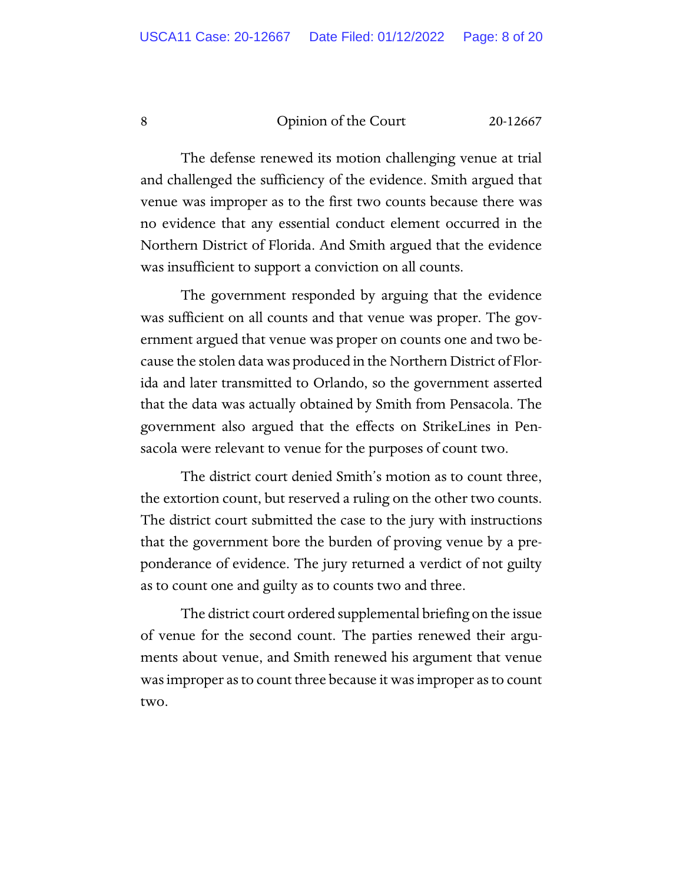The defense renewed its motion challenging venue at trial and challenged the sufficiency of the evidence. Smith argued that venue was improper as to the first two counts because there was no evidence that any essential conduct element occurred in the Northern District of Florida. And Smith argued that the evidence was insufficient to support a conviction on all counts.

The government responded by arguing that the evidence was sufficient on all counts and that venue was proper. The government argued that venue was proper on counts one and two because the stolen data was produced in the Northern District of Florida and later transmitted to Orlando, so the government asserted that the data was actually obtained by Smith from Pensacola. The government also argued that the effects on StrikeLines in Pensacola were relevant to venue for the purposes of count two.

The district court denied Smith's motion as to count three, the extortion count, but reserved a ruling on the other two counts. The district court submitted the case to the jury with instructions that the government bore the burden of proving venue by a preponderance of evidence. The jury returned a verdict of not guilty as to count one and guilty as to counts two and three.

The district court ordered supplemental briefing on the issue of venue for the second count. The parties renewed their arguments about venue, and Smith renewed his argument that venue was improper as to count three because it was improper as to count two.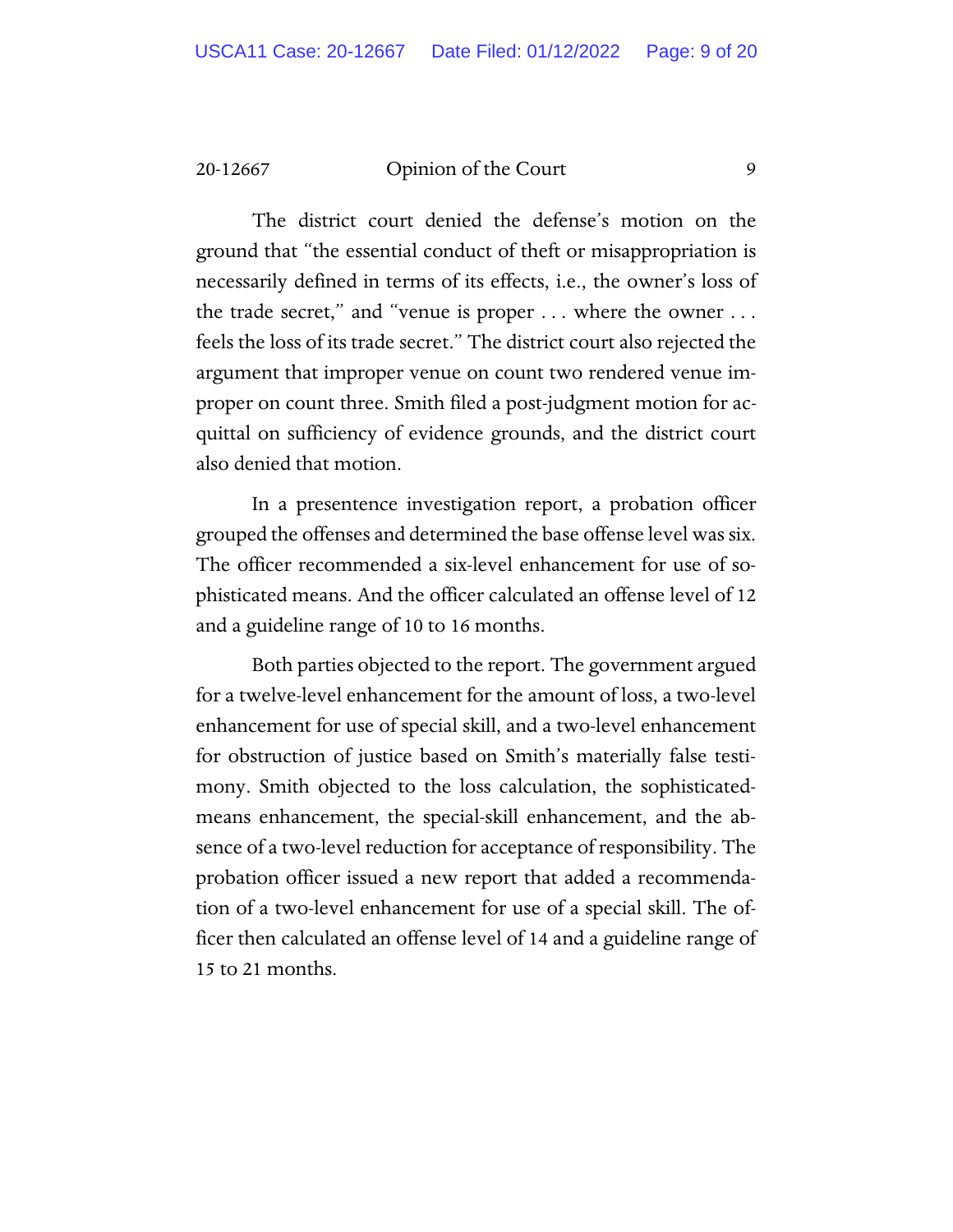The district court denied the defense's motion on the ground that "the essential conduct of theft or misappropriation is necessarily defined in terms of its effects, i.e., the owner's loss of the trade secret," and "venue is proper . . . where the owner . . . feels the loss of its trade secret." The district court also rejected the argument that improper venue on count two rendered venue improper on count three. Smith filed a post-judgment motion for acquittal on sufficiency of evidence grounds, and the district court also denied that motion.

In a presentence investigation report, a probation officer grouped the offenses and determined the base offense level was six. The officer recommended a six-level enhancement for use of sophisticated means. And the officer calculated an offense level of 12 and a guideline range of 10 to 16 months.

Both parties objected to the report. The government argued for a twelve-level enhancement for the amount of loss, a two-level enhancement for use of special skill, and a two-level enhancement for obstruction of justice based on Smith's materially false testimony. Smith objected to the loss calculation, the sophisticated-means enhancement, the special-skill enhancement, and the absence of a two-level reduction for acceptance of responsibility. The probation officer issued a new report that added a recommendation of a two-level enhancement for use of a special skill. The officer then calculated an offense level of 14 and a guideline range of 15 to 21 months.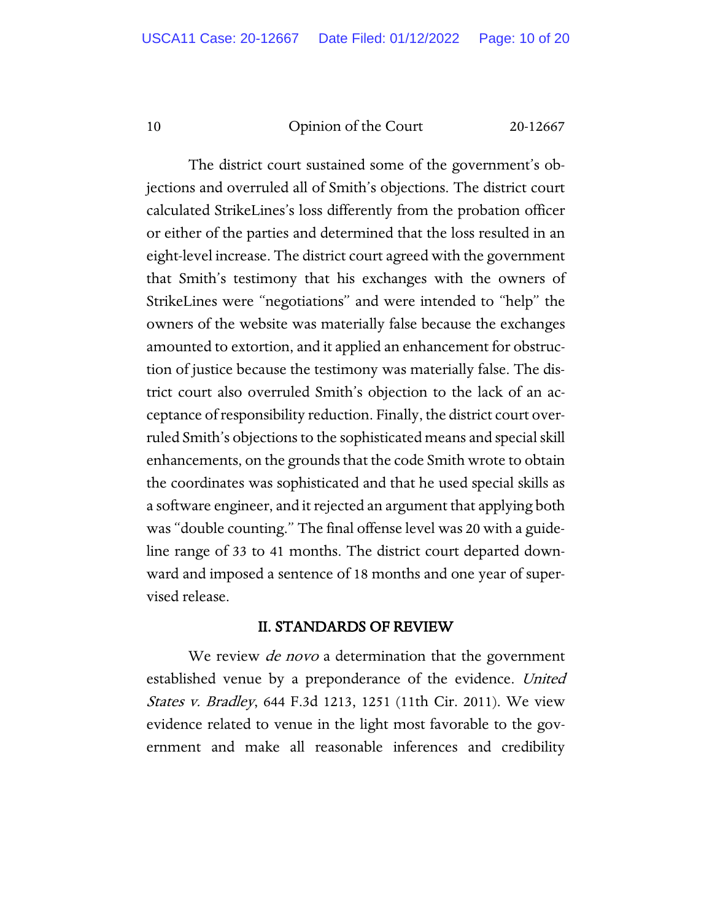The district court sustained some of the government's objections and overruled all of Smith's objections. The district court calculated StrikeLines's loss differently from the probation officer or either of the parties and determined that the loss resulted in an eight-level increase. The district court agreed with the government that Smith's testimony that his exchanges with the owners of StrikeLines were "negotiations" and were intended to "help" the owners of the website was materially false because the exchanges amounted to extortion, and it applied an enhancement for obstruction of justice because the testimony was materially false. The district court also overruled Smith's objection to the lack of an acceptance of responsibility reduction. Finally, the district court overruled Smith's objections to the sophisticated means and special skill enhancements, on the grounds that the code Smith wrote to obtain the coordinates was sophisticated and that he used special skills as a software engineer, and it rejected an argument that applying both was "double counting." The final offense level was 20 with a guideline range of 33 to 41 months. The district court departed downward and imposed a sentence of 18 months and one year of supervised release.

## II. STANDARDS OF REVIEW

We review *de novo* a determination that the government established venue by a preponderance of the evidence. *United States v. Bradley*, 644 F.3d 1213, 1251 (11th Cir. 2011). We view evidence related to venue in the light most favorable to the government and make all reasonable inferences and credibility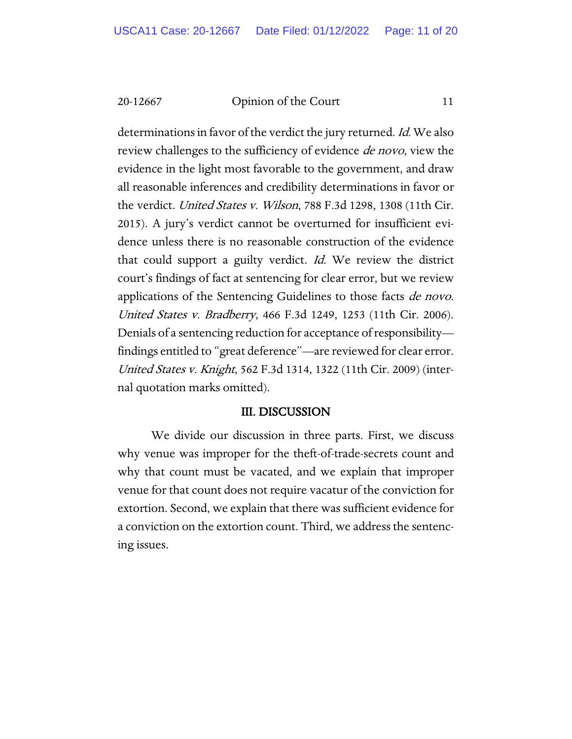determinations in favor of the verdict the jury returned. *Id.* We also review challenges to the sufficiency of evidence *de novo*, view the evidence in the light most favorable to the government, and draw all reasonable inferences and credibility determinations in favor or the verdict. *United States v. Wilson*, 788 F.3d 1298, 1308 (11th Cir. 2015). A jury's verdict cannot be overturned for insufficient evidence unless there is no reasonable construction of the evidence that could support a guilty verdict. *Id.* We review the district court's findings of fact at sentencing for clear error, but we review applications of the Sentencing Guidelines to those facts *de novo*. *United States v. Bradberry*, 466 F.3d 1249, 1253 (11th Cir. 2006). Denials of a sentencing reduction for acceptance of responsibility—findings entitled to "great deference"—are reviewed for clear error. *United States v. Knight*, 562 F.3d 1314, 1322 (11th Cir. 2009) (internal quotation marks omitted).

## III. DISCUSSION

We divide our discussion in three parts. First, we discuss why venue was improper for the theft-of-trade-secrets count and why that count must be vacated, and we explain that improper venue for that count does not require vacatur of the conviction for extortion. Second, we explain that there was sufficient evidence for a conviction on the extortion count. Third, we address the sentencing issues.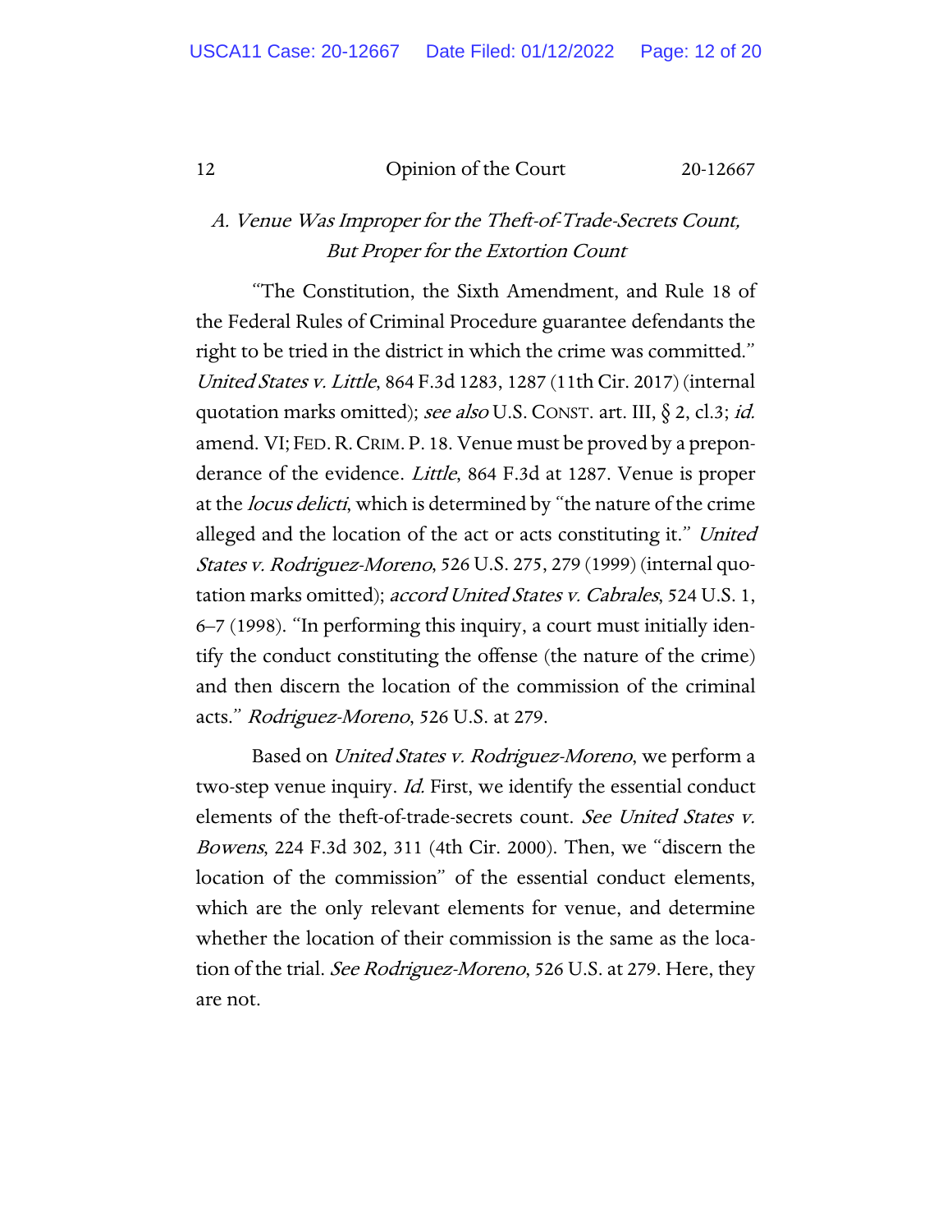### *A. Venue Was Improper for the Theft-of-Trade-Secrets Count, But Proper for the Extortion Count*

"The Constitution, the Sixth Amendment, and Rule 18 of the Federal Rules of Criminal Procedure guarantee defendants the right to be tried in the district in which the crime was committed." *United States v. Little*, 864 F.3d 1283, 1287 (11th Cir. 2017) (internal quotation marks omitted); *see also* U.S. CONST. art. III, § 2, cl.3; *id.* amend. VI; FED. R. CRIM. P. 18. Venue must be proved by a preponderance of the evidence. *Little*, 864 F.3d at 1287. Venue is proper at the *locus delicti*, which is determined by "the nature of the crime alleged and the location of the act or acts constituting it." *United States v. Rodriguez-Moreno*, 526 U.S. 275, 279 (1999) (internal quotation marks omitted); *accord United States v. Cabrales*, 524 U.S. 1, 6–7 (1998). "In performing this inquiry, a court must initially identify the conduct constituting the offense (the nature of the crime) and then discern the location of the commission of the criminal acts." *Rodriguez-Moreno*, 526 U.S. at 279.

Based on *United States v. Rodriguez-Moreno*, we perform a two-step venue inquiry. *Id.* First, we identify the essential conduct elements of the theft-of-trade-secrets count. *See United States v. Bowens*, 224 F.3d 302, 311 (4th Cir. 2000). Then, we "discern the location of the commission" of the essential conduct elements, which are the only relevant elements for venue, and determine whether the location of their commission is the same as the location of the trial. *See Rodriguez-Moreno*, 526 U.S. at 279. Here, they are not.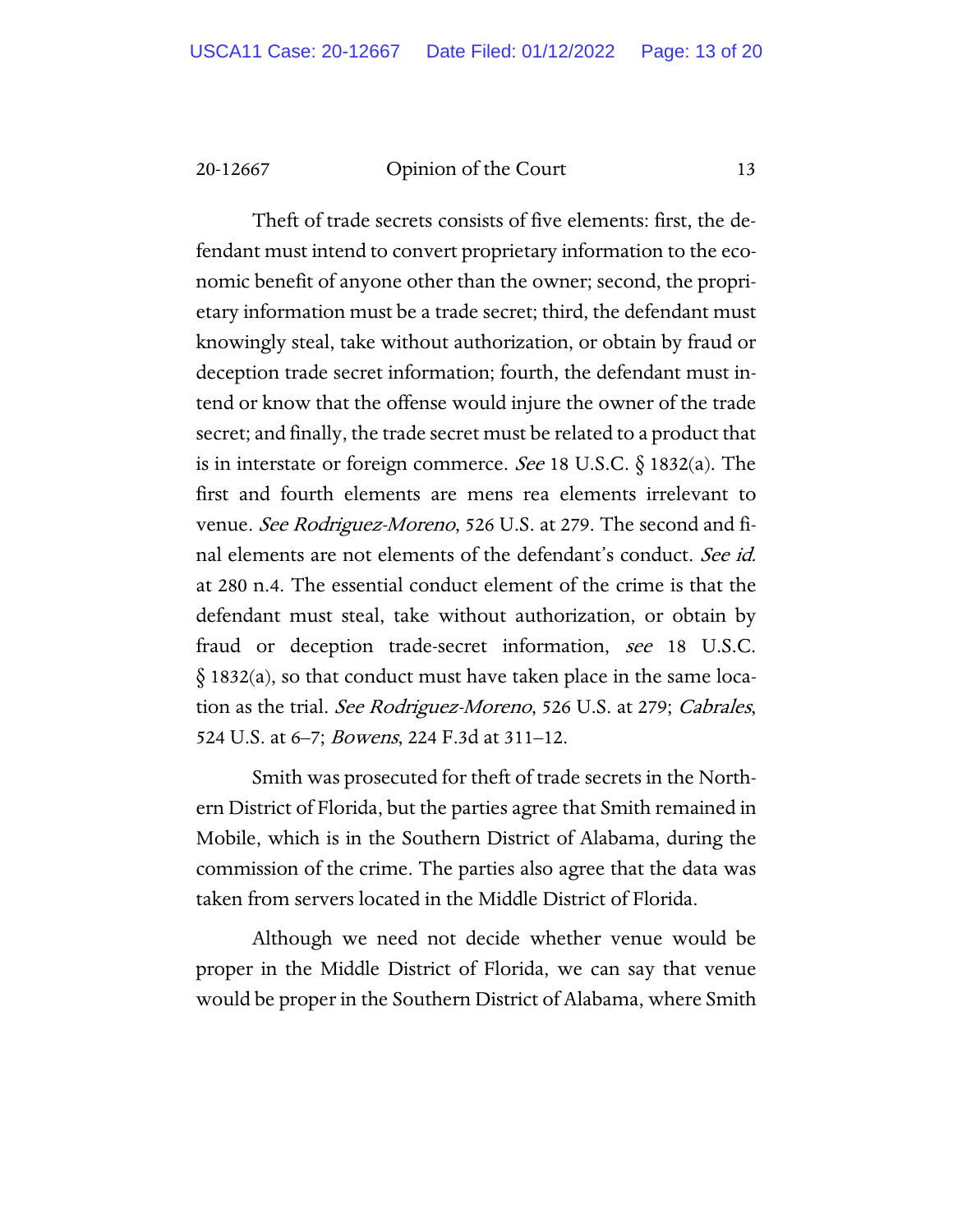Theft of trade secrets consists of five elements: first, the defendant must intend to convert proprietary information to the economic benefit of anyone other than the owner; second, the proprietary information must be a trade secret; third, the defendant must knowingly steal, take without authorization, or obtain by fraud or deception trade secret information; fourth, the defendant must intend or know that the offense would injure the owner of the trade secret; and finally, the trade secret must be related to a product that is in interstate or foreign commerce. *See* 18 U.S.C. § 1832(a). The first and fourth elements are mens rea elements irrelevant to venue. *See Rodriguez-Moreno*, 526 U.S. at 279. The second and final elements are not elements of the defendant's conduct. *See id.* at 280 n.4. The essential conduct element of the crime is that the defendant must steal, take without authorization, or obtain by fraud or deception trade-secret information, *see* 18 U.S.C. § 1832(a), so that conduct must have taken place in the same location as the trial. *See Rodriguez-Moreno*, 526 U.S. at 279; *Cabrales*, 524 U.S. at 6–7; *Bowens*, 224 F.3d at 311–12.

Smith was prosecuted for theft of trade secrets in the Northern District of Florida, but the parties agree that Smith remained in Mobile, which is in the Southern District of Alabama, during the commission of the crime. The parties also agree that the data was taken from servers located in the Middle District of Florida.

Although we need not decide whether venue would be proper in the Middle District of Florida, we can say that venue would be proper in the Southern District of Alabama, where Smith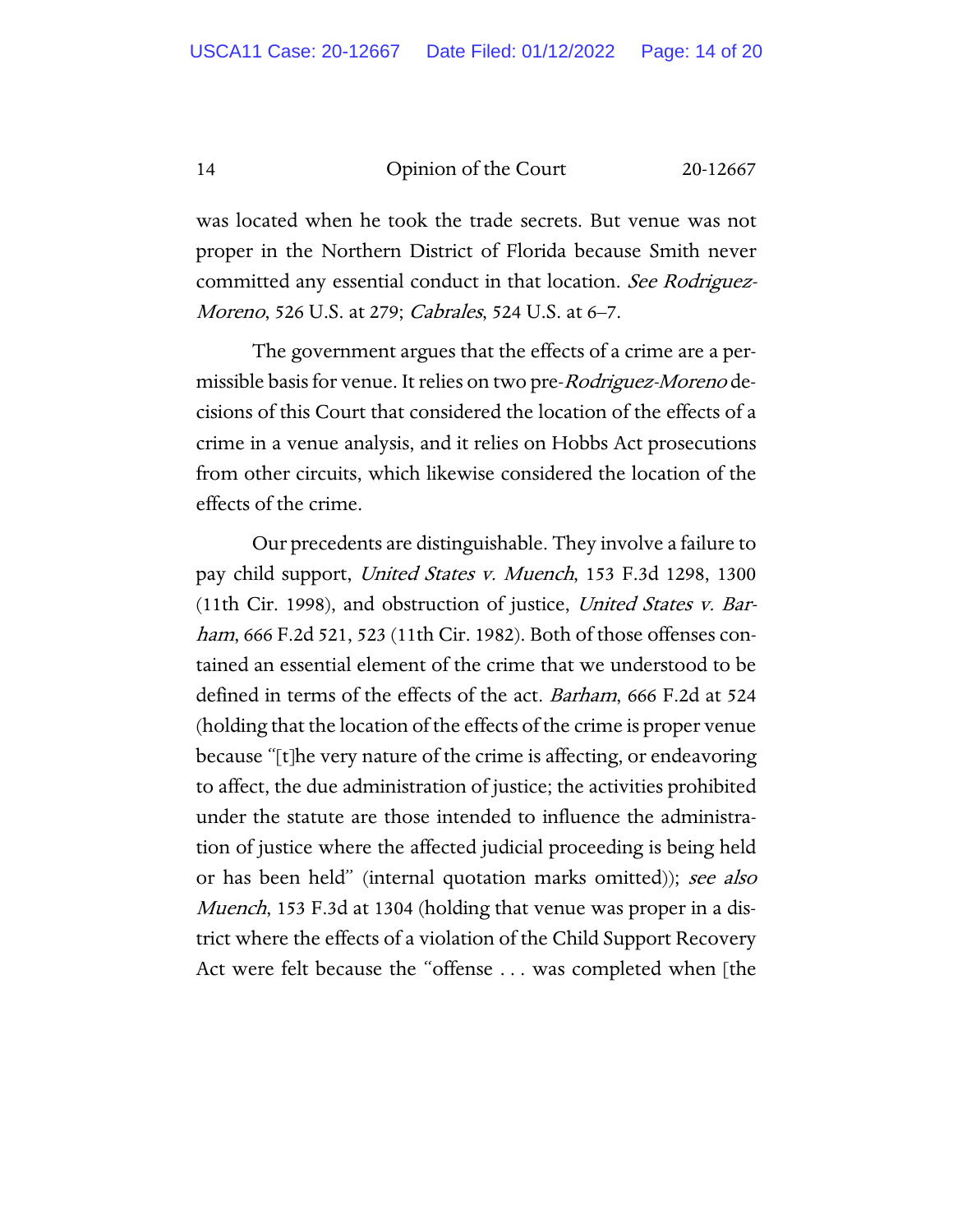was located when he took the trade secrets. But venue was not proper in the Northern District of Florida because Smith never committed any essential conduct in that location. *See Rodriguez-Moreno*, 526 U.S. at 279; *Cabrales*, 524 U.S. at 6–7.

The government argues that the effects of a crime are a permissible basis for venue. It relies on two pre-*Rodriguez-Moreno* decisions of this Court that considered the location of the effects of a crime in a venue analysis, and it relies on Hobbs Act prosecutions from other circuits, which likewise considered the location of the effects of the crime.

Our precedents are distinguishable. They involve a failure to pay child support, *United States v. Muench*, 153 F.3d 1298, 1300 (11th Cir. 1998), and obstruction of justice, *United States v. Barham*, 666 F.2d 521, 523 (11th Cir. 1982). Both of those offenses contained an essential element of the crime that we understood to be defined in terms of the effects of the act. *Barham*, 666 F.2d at 524 (holding that the location of the effects of the crime is proper venue because "[t]he very nature of the crime is affecting, or endeavoring to affect, the due administration of justice; the activities prohibited under the statute are those intended to influence the administration of justice where the affected judicial proceeding is being held or has been held" (internal quotation marks omitted)); *see also Muench*, 153 F.3d at 1304 (holding that venue was proper in a district where the effects of a violation of the Child Support Recovery Act were felt because the "offense . . . was completed when [the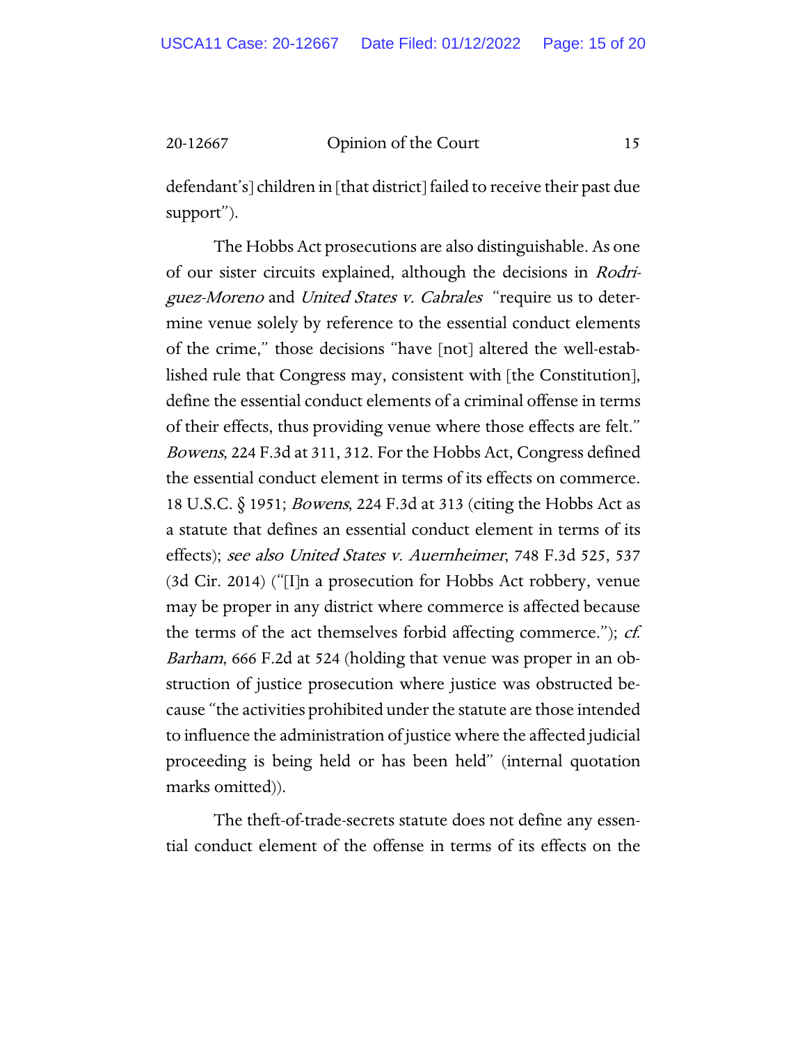defendant's] children in [that district] failed to receive their past due support").

The Hobbs Act prosecutions are also distinguishable. As one of our sister circuits explained, although the decisions in *Rodriguez-Moreno* and *United States v. Cabrales* "require us to determine venue solely by reference to the essential conduct elements of the crime," those decisions "have [not] altered the well-established rule that Congress may, consistent with [the Constitution], define the essential conduct elements of a criminal offense in terms of their effects, thus providing venue where those effects are felt." *Bowens*, 224 F.3d at 311, 312. For the Hobbs Act, Congress defined the essential conduct element in terms of its effects on commerce. 18 U.S.C. § 1951; *Bowens*, 224 F.3d at 313 (citing the Hobbs Act as a statute that defines an essential conduct element in terms of its effects); *see also United States v. Auernheimer*, 748 F.3d 525, 537 (3d Cir. 2014) ("[I]n a prosecution for Hobbs Act robbery, venue may be proper in any district where commerce is affected because the terms of the act themselves forbid affecting commerce."); *cf. Barham*, 666 F.2d at 524 (holding that venue was proper in an obstruction of justice prosecution where justice was obstructed because "the activities prohibited under the statute are those intended to influence the administration of justice where the affected judicial proceeding is being held or has been held" (internal quotation marks omitted)).

The theft-of-trade-secrets statute does not define any essential conduct element of the offense in terms of its effects on the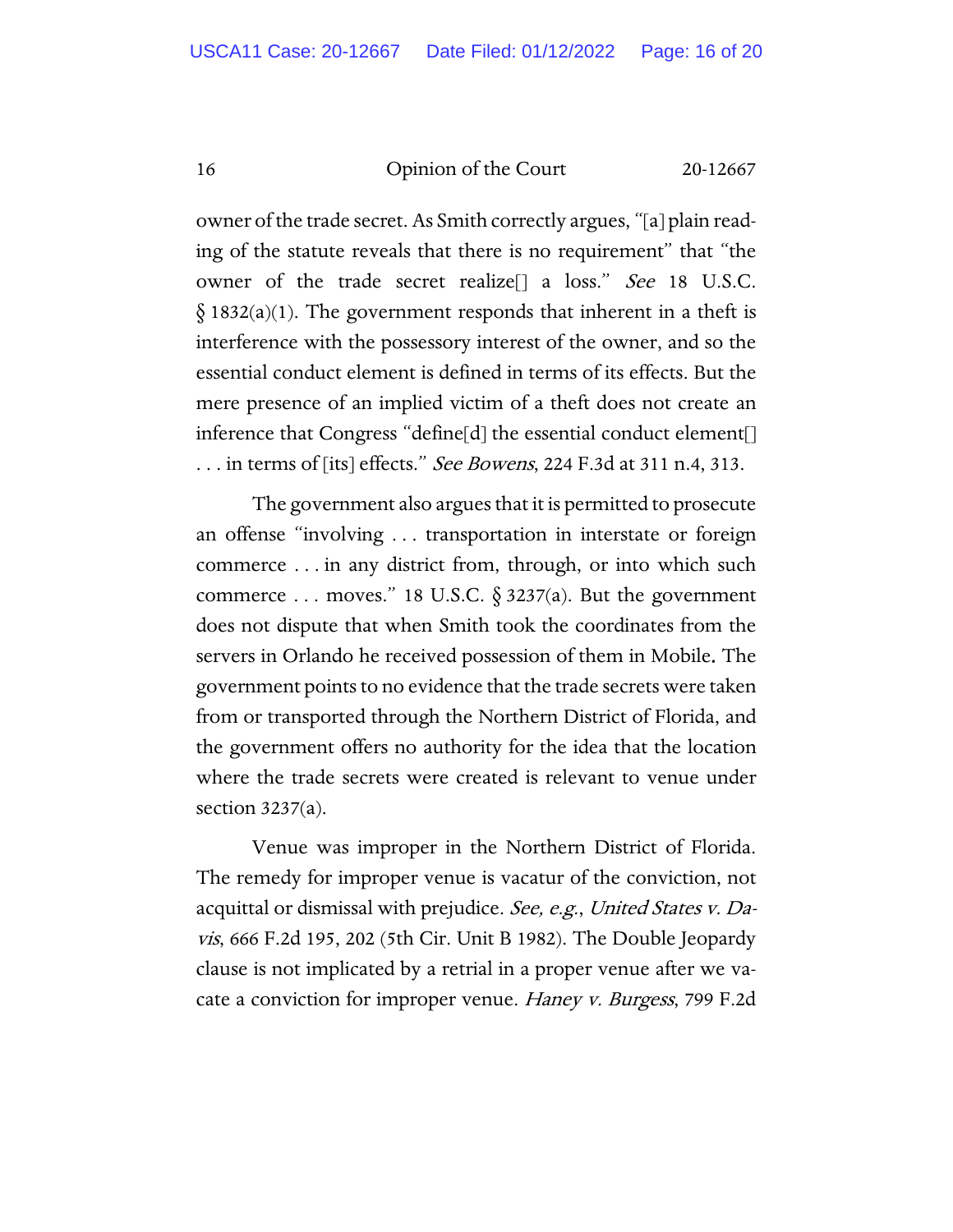owner of the trade secret. As Smith correctly argues, "[a] plain reading of the statute reveals that there is no requirement" that "the owner of the trade secret realize[] a loss." *See* 18 U.S.C. § 1832(a)(1). The government responds that inherent in a theft is interference with the possessory interest of the owner, and so the essential conduct element is defined in terms of its effects. But the mere presence of an implied victim of a theft does not create an inference that Congress "define[d] the essential conduct element[] . . . in terms of [its] effects." *See Bowens*, 224 F.3d at 311 n.4, 313.

The government also argues that it is permitted to prosecute an offense "involving . . . transportation in interstate or foreign commerce . . . in any district from, through, or into which such commerce . . . moves." 18 U.S.C. § 3237(a). But the government does not dispute that when Smith took the coordinates from the servers in Orlando he received possession of them in Mobile. The government points to no evidence that the trade secrets were taken from or transported through the Northern District of Florida, and the government offers no authority for the idea that the location where the trade secrets were created is relevant to venue under section 3237(a).

Venue was improper in the Northern District of Florida. The remedy for improper venue is vacatur of the conviction, not acquittal or dismissal with prejudice. *See, e.g.*, *United States v. Davis*, 666 F.2d 195, 202 (5th Cir. Unit B 1982). The Double Jeopardy clause is not implicated by a retrial in a proper venue after we vacate a conviction for improper venue. *Haney v. Burgess*, 799 F.2d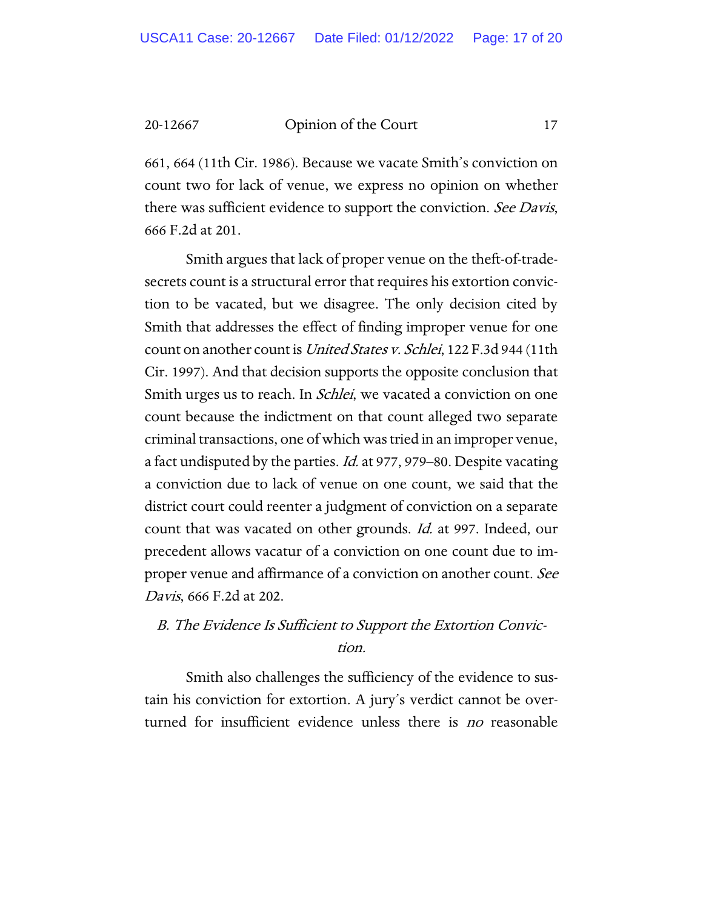661, 664 (11th Cir. 1986). Because we vacate Smith's conviction on count two for lack of venue, we express no opinion on whether there was sufficient evidence to support the conviction. *See Davis*, 666 F.2d at 201.

Smith argues that lack of proper venue on the theft-of-trade-secrets count is a structural error that requires his extortion conviction to be vacated, but we disagree. The only decision cited by Smith that addresses the effect of finding improper venue for one count on another count is *United States v. Schlei*, 122 F.3d 944 (11th Cir. 1997). And that decision supports the opposite conclusion that Smith urges us to reach. In *Schlei*, we vacated a conviction on one count because the indictment on that count alleged two separate criminal transactions, one of which was tried in an improper venue, a fact undisputed by the parties. *Id.* at 977, 979–80. Despite vacating a conviction due to lack of venue on one count, we said that the district court could reenter a judgment of conviction on a separate count that was vacated on other grounds. *Id.* at 997. Indeed, our precedent allows vacatur of a conviction on one count due to improper venue and affirmance of a conviction on another count. *See Davis*, 666 F.2d at 202.

### *B. The Evidence Is Sufficient to Support the Extortion Conviction.*

Smith also challenges the sufficiency of the evidence to sustain his conviction for extortion. A jury's verdict cannot be overturned for insufficient evidence unless there is *no* reasonable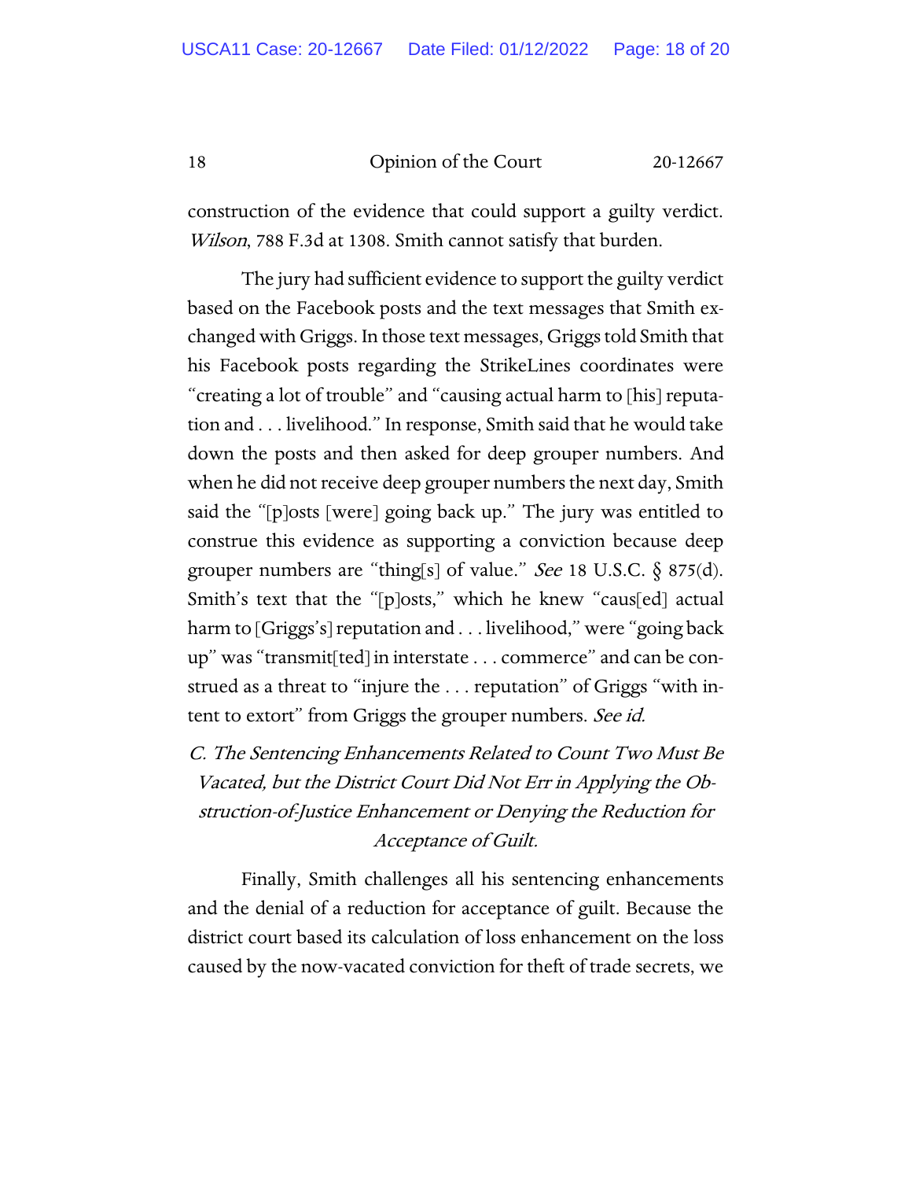construction of the evidence that could support a guilty verdict. *Wilson*, 788 F.3d at 1308. Smith cannot satisfy that burden.

The jury had sufficient evidence to support the guilty verdict based on the Facebook posts and the text messages that Smith exchanged with Griggs. In those text messages, Griggs told Smith that his Facebook posts regarding the StrikeLines coordinates were "creating a lot of trouble" and "causing actual harm to [his] reputation and . . . livelihood." In response, Smith said that he would take down the posts and then asked for deep grouper numbers. And when he did not receive deep grouper numbers the next day, Smith said the "[p]osts [were] going back up." The jury was entitled to construe this evidence as supporting a conviction because deep grouper numbers are "thing[s] of value." *See* 18 U.S.C. § 875(d). Smith's text that the "[p]osts," which he knew "caus[ed] actual harm to [Griggs's] reputation and . . . livelihood," were "going back up" was "transmit[ted] in interstate . . . commerce" and can be construed as a threat to "injure the . . . reputation" of Griggs "with intent to extort" from Griggs the grouper numbers. *See id.*

*C. The Sentencing Enhancements Related to Count Two Must Be Vacated, but the District Court Did Not Err in Applying the Obstruction-of-Justice Enhancement or Denying the Reduction for Acceptance of Guilt.*

Finally, Smith challenges all his sentencing enhancements and the denial of a reduction for acceptance of guilt. Because the district court based its calculation of loss enhancement on the loss caused by the now-vacated conviction for theft of trade secrets, we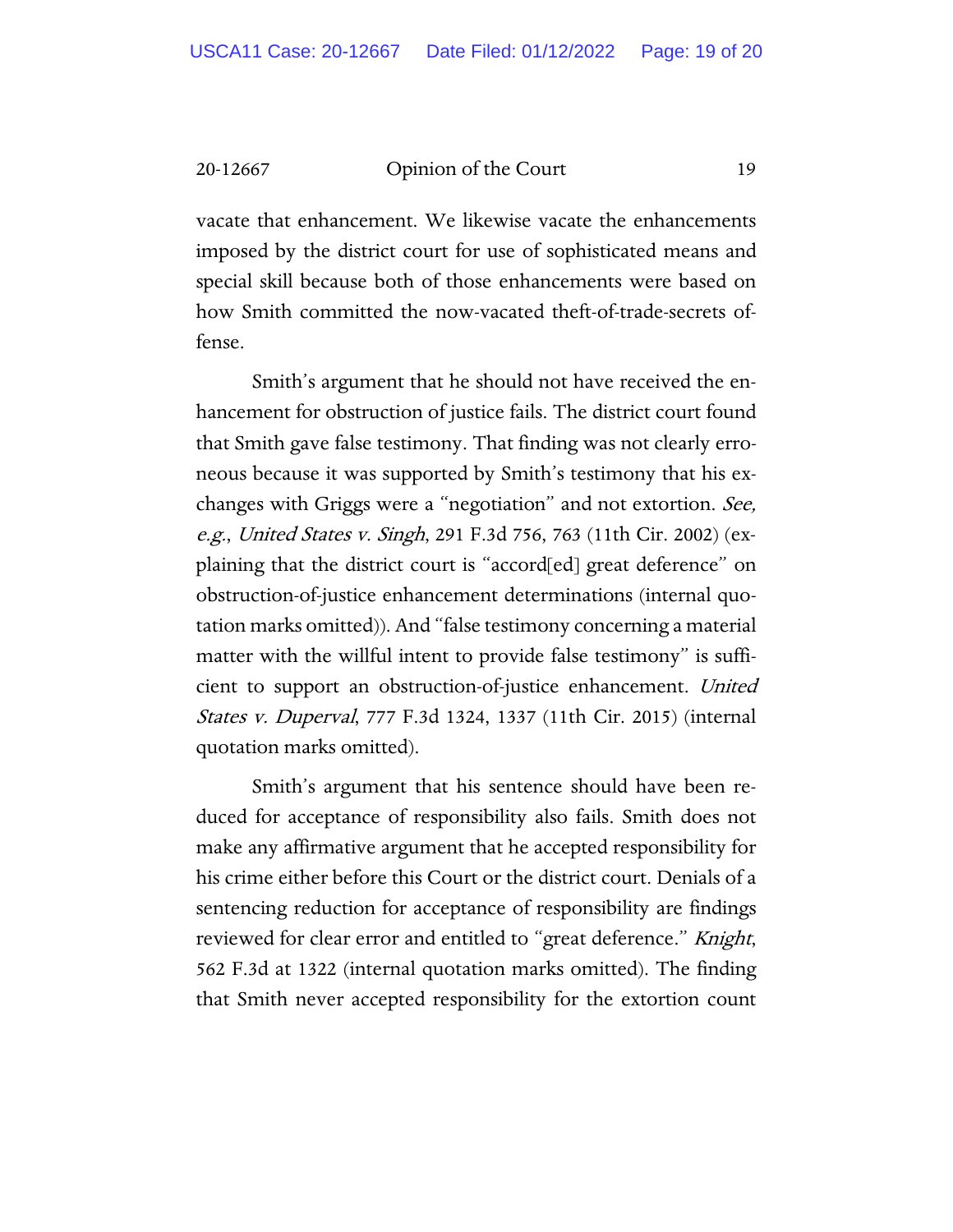vacate that enhancement. We likewise vacate the enhancements imposed by the district court for use of sophisticated means and special skill because both of those enhancements were based on how Smith committed the now-vacated theft-of-trade-secrets offense.

Smith's argument that he should not have received the enhancement for obstruction of justice fails. The district court found that Smith gave false testimony. That finding was not clearly erroneous because it was supported by Smith's testimony that his exchanges with Griggs were a "negotiation" and not extortion. *See, e.g.*, *United States v. Singh*, 291 F.3d 756, 763 (11th Cir. 2002) (explaining that the district court is "accord[ed] great deference" on obstruction-of-justice enhancement determinations (internal quotation marks omitted)). And "false testimony concerning a material matter with the willful intent to provide false testimony" is sufficient to support an obstruction-of-justice enhancement. *United States v. Duperval*, 777 F.3d 1324, 1337 (11th Cir. 2015) (internal quotation marks omitted).

Smith's argument that his sentence should have been reduced for acceptance of responsibility also fails. Smith does not make any affirmative argument that he accepted responsibility for his crime either before this Court or the district court. Denials of a sentencing reduction for acceptance of responsibility are findings reviewed for clear error and entitled to "great deference." *Knight*, 562 F.3d at 1322 (internal quotation marks omitted). The finding that Smith never accepted responsibility for the extortion count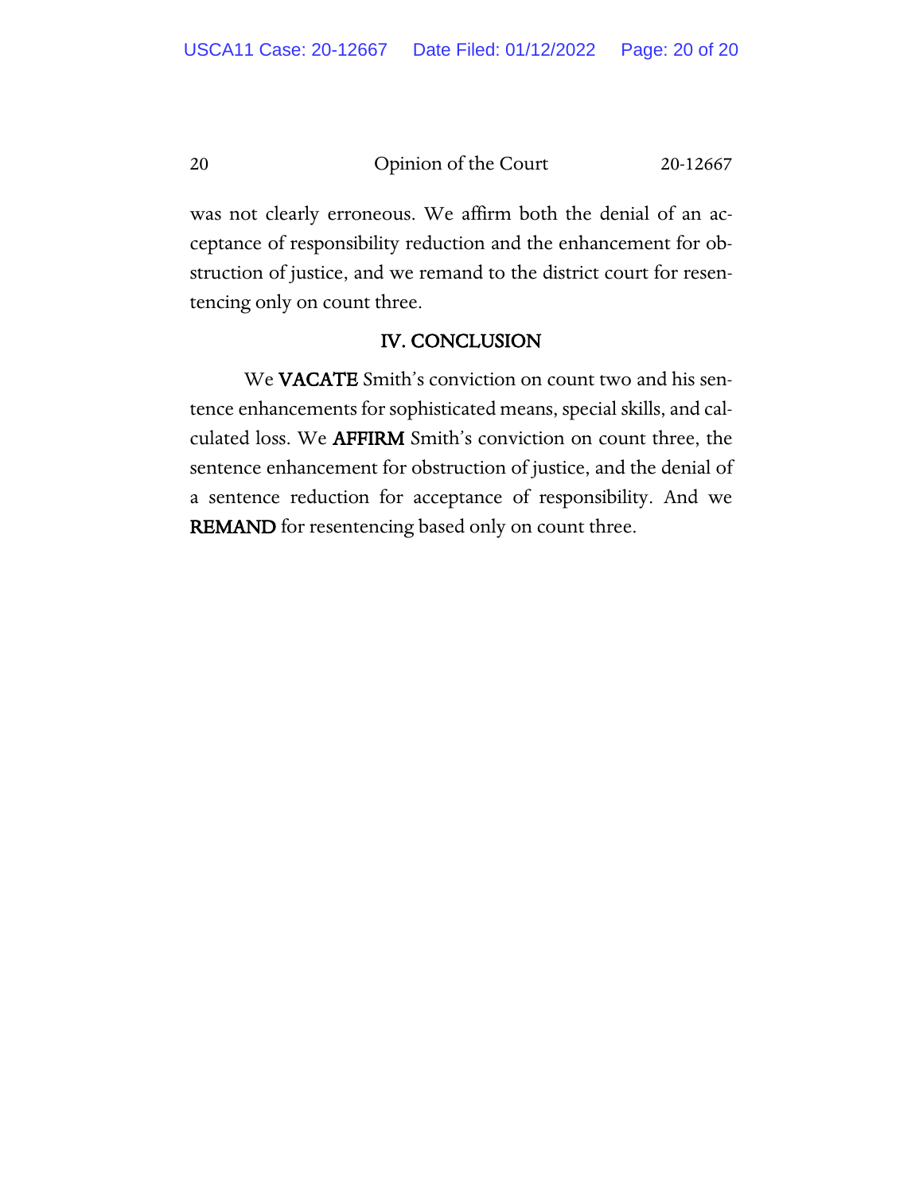was not clearly erroneous. We affirm both the denial of an acceptance of responsibility reduction and the enhancement for obstruction of justice, and we remand to the district court for resentencing only on count three.

## IV. CONCLUSION

We **VACATE** Smith's conviction on count two and his sentence enhancements for sophisticated means, special skills, and calculated loss. We **AFFIRM** Smith's conviction on count three, the sentence enhancement for obstruction of justice, and the denial of a sentence reduction for acceptance of responsibility. And we **REMAND** for resentencing based only on count three.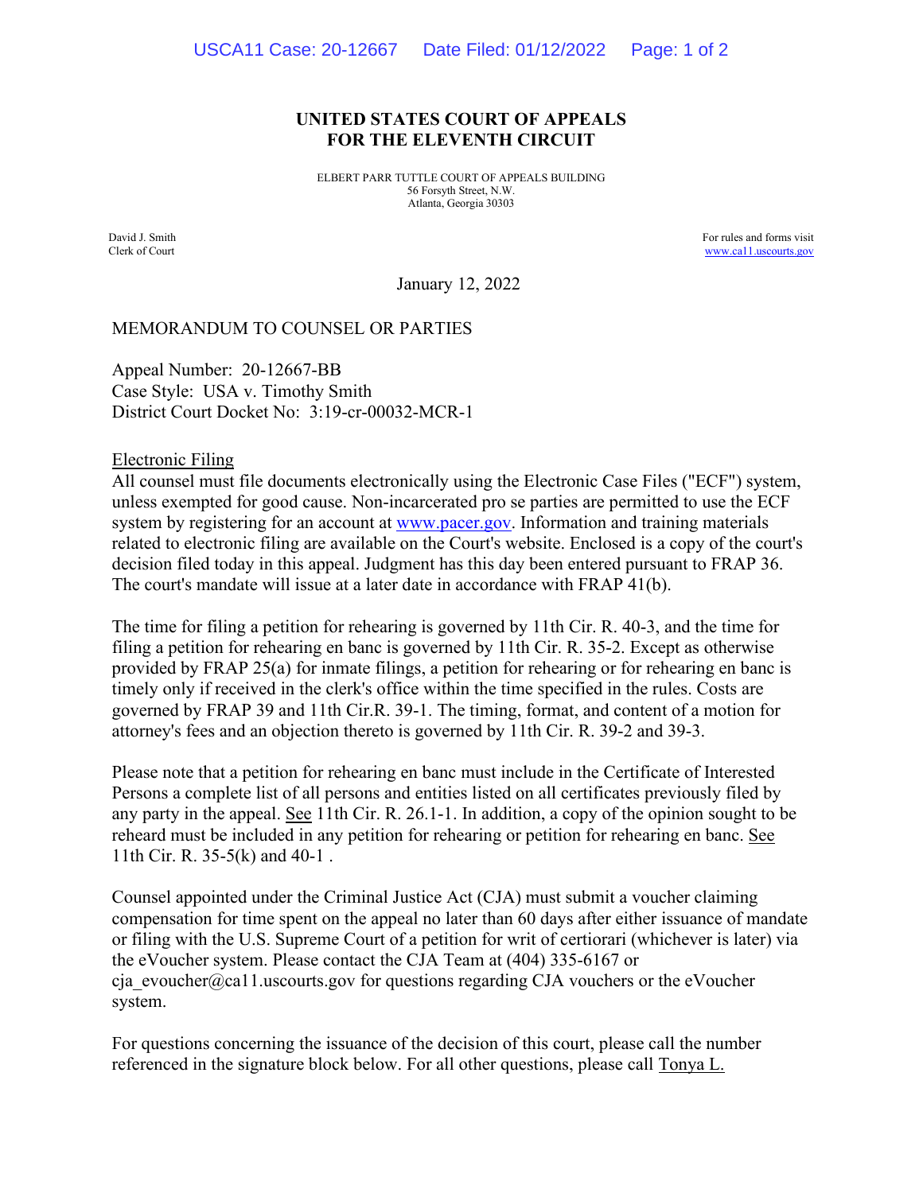**UNITED STATES COURT OF APPEALS**
**FOR THE ELEVENTH CIRCUIT**

ELBERT PARR TUTTLE COURT OF APPEALS BUILDING
56 Forsyth Street, N.W.
Atlanta, Georgia 30303

David J. Smith
Clerk of Court

For rules and forms visit
www.ca11.uscourts.gov

January 12, 2022

MEMORANDUM TO COUNSEL OR PARTIES

Appeal Number: 20-12667-BB
Case Style: USA v. Timothy Smith
District Court Docket No: 3:19-cr-00032-MCR-1

Electronic Filing
All counsel must file documents electronically using the Electronic Case Files ("ECF") system, unless exempted for good cause. Non-incarcerated pro se parties are permitted to use the ECF system by registering for an account at www.pacer.gov. Information and training materials related to electronic filing are available on the Court's website. Enclosed is a copy of the court's decision filed today in this appeal. Judgment has this day been entered pursuant to FRAP 36. The court's mandate will issue at a later date in accordance with FRAP 41(b).

The time for filing a petition for rehearing is governed by 11th Cir. R. 40-3, and the time for filing a petition for rehearing en banc is governed by 11th Cir. R. 35-2. Except as otherwise provided by FRAP 25(a) for inmate filings, a petition for rehearing or for rehearing en banc is timely only if received in the clerk's office within the time specified in the rules. Costs are governed by FRAP 39 and 11th Cir.R. 39-1. The timing, format, and content of a motion for attorney's fees and an objection thereto is governed by 11th Cir. R. 39-2 and 39-3.

Please note that a petition for rehearing en banc must include in the Certificate of Interested Persons a complete list of all persons and entities listed on all certificates previously filed by any party in the appeal. See 11th Cir. R. 26.1-1. In addition, a copy of the opinion sought to be reheard must be included in any petition for rehearing or petition for rehearing en banc. See 11th Cir. R. 35-5(k) and 40-1 .

Counsel appointed under the Criminal Justice Act (CJA) must submit a voucher claiming compensation for time spent on the appeal no later than 60 days after either issuance of mandate or filing with the U.S. Supreme Court of a petition for writ of certiorari (whichever is later) via the eVoucher system. Please contact the CJA Team at (404) 335-6167 or cja_evoucher@ca11.uscourts.gov for questions regarding CJA vouchers or the eVoucher system.

For questions concerning the issuance of the decision of this court, please call the number referenced in the signature block below. For all other questions, please call Tonya L.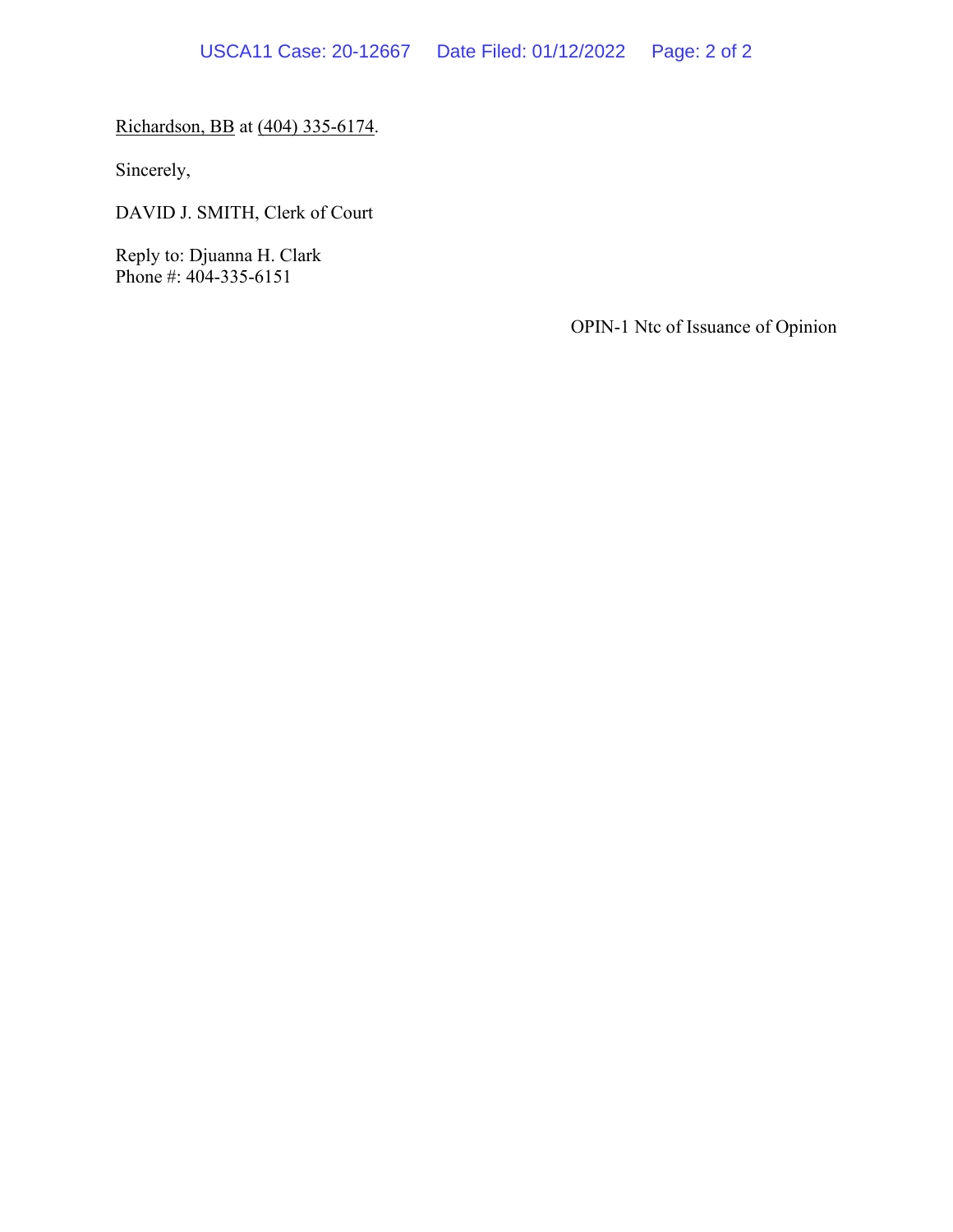Richardson, BB at (404) 335-6174.

Sincerely,

DAVID J. SMITH, Clerk of Court

Reply to: Djuanna H. Clark
Phone #: 404-335-6151

OPIN-1 Ntc of Issuance of Opinion